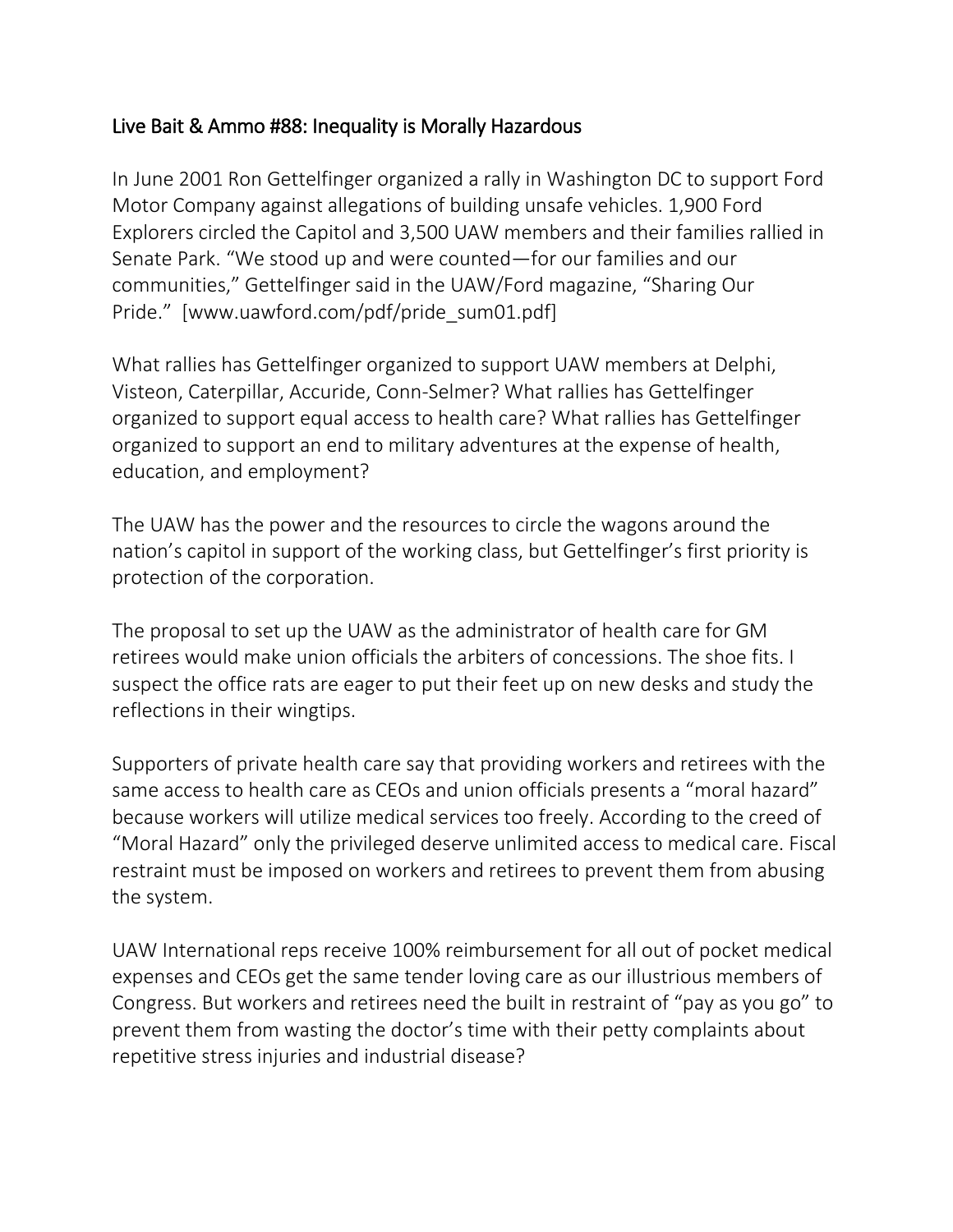## Live Bait & Ammo #88: Inequality is Morally Hazardous

In June 2001 Ron Gettelfinger organized a rally in Washington DC to support Ford Motor Company against allegations of building unsafe vehicles. 1,900 Ford Explorers circled the Capitol and 3,500 UAW members and their families rallied in Senate Park. “We stood up and were counted—for our families and our communities,” Gettelfinger said in the UAW/Ford magazine, “Sharing Our Pride.” [www.uawford.com/pdf/pride_sum01.pdf]

What rallies has Gettelfinger organized to support UAW members at Delphi, Visteon, Caterpillar, Accuride, Conn-Selmer? What rallies has Gettelfinger organized to support equal access to health care? What rallies has Gettelfinger organized to support an end to military adventures at the expense of health, education, and employment?

The UAW has the power and the resources to circle the wagons around the nation’s capitol in support of the working class, but Gettelfinger’s first priority is protection of the corporation.

The proposal to set up the UAW as the administrator of health care for GM retirees would make union officials the arbiters of concessions. The shoe fits. I suspect the office rats are eager to put their feet up on new desks and study the reflections in their wingtips.

Supporters of private health care say that providing workers and retirees with the same access to health care as CEOs and union officials presents a “moral hazard” because workers will utilize medical services too freely. According to the creed of “Moral Hazard” only the privileged deserve unlimited access to medical care. Fiscal restraint must be imposed on workers and retirees to prevent them from abusing the system.

UAW International reps receive 100% reimbursement for all out of pocket medical expenses and CEOs get the same tender loving care as our illustrious members of Congress. But workers and retirees need the built in restraint of “pay as you go” to prevent them from wasting the doctor’s time with their petty complaints about repetitive stress injuries and industrial disease?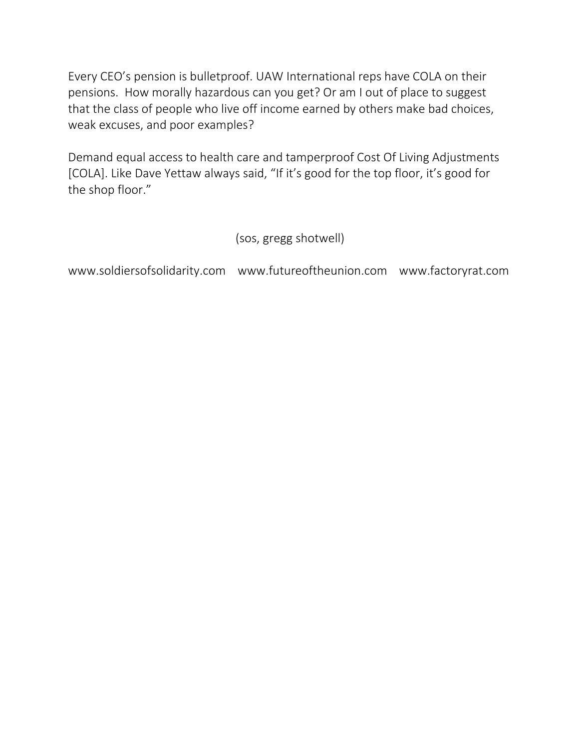Every CEO's pension is bulletproof. UAW International reps have COLA on their pensions. How morally hazardous can you get? Or am I out of place to suggest that the class of people who live off income earned by others make bad choices, weak excuses, and poor examples?

Demand equal access to health care and tamperproof Cost Of Living Adjustments [COLA]. Like Dave Yettaw always said, "If it's good for the top floor, it's good for the shop floor."

(sos, gregg shotwell)

www.soldiersofsolidarity.com www.futureoftheunion.com www.factoryrat.com